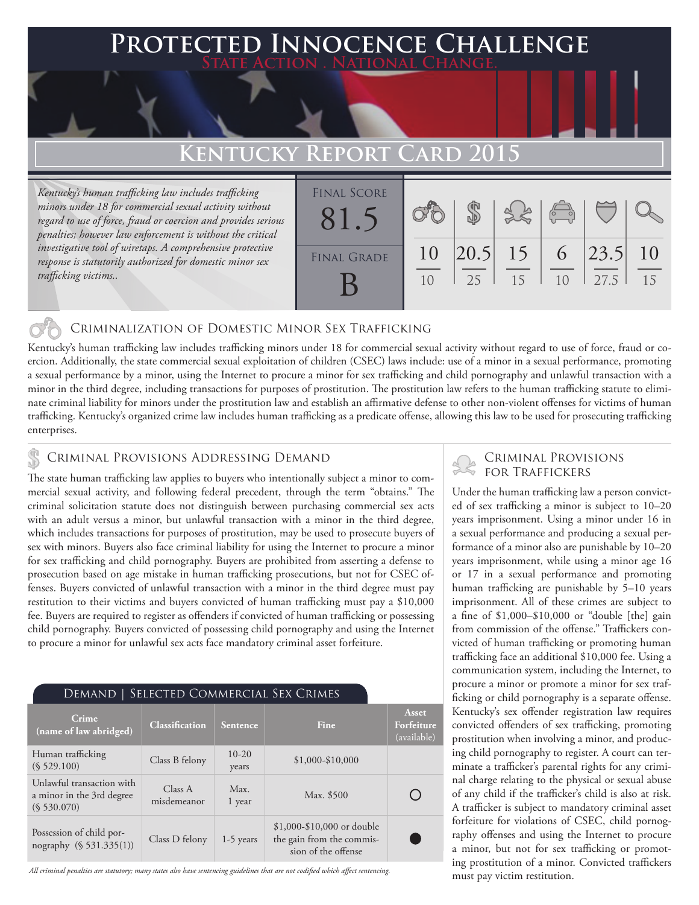# Protected Innocence Challenge

State Action . National Change.

## Kentucky Report Card 2015

*Kentucky's human trafficking law includes trafficking minors under 18 for commercial sexual activity without regard to use of force, fraud or coercion and provides serious penalties; however law enforcement is without the critical investigative tool of wiretaps. A comprehensive protective response is statutorily authorized for domestic minor sex trafficking victims..*

| Final Score | Final Grade |
|---|---|
| 81.5 | B |

| Criminalization of Domestic Minor Sex Trafficking | Criminal Provisions Addressing Demand | Criminal Provisions for Traffickers | Criminal Provisions for Facilitators | Protective Provisions for the Child Victims | Criminal Justice Tools for Investigation and Prosecutions |
|---|---|---|---|---|---|
| 10/10 | 20.5/25 | 15/15 | 6/10 | 23.5/27.5 | 10/15 |

## Criminalization of Domestic Minor Sex Trafficking

Kentucky's human trafficking law includes trafficking minors under 18 for commercial sexual activity without regard to use of force, fraud or coercion. Additionally, the state commercial sexual exploitation of children (CSEC) laws include: use of a minor in a sexual performance, promoting a sexual performance by a minor, using the Internet to procure a minor for sex trafficking and child pornography and unlawful transaction with a minor in the third degree, including transactions for purposes of prostitution. The prostitution law refers to the human trafficking statute to eliminate criminal liability for minors under the prostitution law and establish an affirmative defense to other non-violent offenses for victims of human trafficking. Kentucky's organized crime law includes human trafficking as a predicate offense, allowing this law to be used for prosecuting trafficking enterprises.

## Criminal Provisions Addressing Demand

The state human trafficking law applies to buyers who intentionally subject a minor to commercial sexual activity, and following federal precedent, through the term "obtains." The criminal solicitation statute does not distinguish between purchasing commercial sex acts with an adult versus a minor, but unlawful transaction with a minor in the third degree, which includes transactions for purposes of prostitution, may be used to prosecute buyers of sex with minors. Buyers also face criminal liability for using the Internet to procure a minor for sex trafficking and child pornography. Buyers are prohibited from asserting a defense to prosecution based on age mistake in human trafficking prosecutions, but not for CSEC offenses. Buyers convicted of unlawful transaction with a minor in the third degree must pay restitution to their victims and buyers convicted of human trafficking must pay a $10,000 fee. Buyers are required to register as offenders if convicted of human trafficking or possessing child pornography. Buyers convicted of possessing child pornography and using the Internet to procure a minor for unlawful sex acts face mandatory criminal asset forfeiture.

### Demand | Selected Commercial Sex Crimes

| Crime (name of law abridged) | Classification | Sentence | Fine | Asset Forfeiture (available) |
|---|---|---|---|---|
| Human trafficking (§ 529.100) | Class B felony | 10-20 years | $1,000-$10,000 | |
| Unlawful transaction with a minor in the 3rd degree (§ 530.070) | Class A misdemeanor | Max. 1 year | Max. $500 | ○ |
| Possession of child pornography (§ 531.335(1)) | Class D felony | 1-5 years | $1,000-$10,000 or double the gain from the commission of the offense | ● |

*All criminal penalties are statutory; many states also have sentencing guidelines that are not codified which affect sentencing.*

## Criminal Provisions for Traffickers

Under the human trafficking law a person convicted of sex trafficking a minor is subject to 10–20 years imprisonment. Using a minor under 16 in a sexual performance and producing a sexual performance of a minor also are punishable by 10–20 years imprisonment, while using a minor age 16 or 17 in a sexual performance and promoting human trafficking are punishable by 5–10 years imprisonment. All of these crimes are subject to a fine of $1,000–$10,000 or "double [the] gain from commission of the offense." Traffickers convicted of human trafficking or promoting human trafficking face an additional $10,000 fee. Using a communication system, including the Internet, to procure a minor or promote a minor for sex trafficking or child pornography is a separate offense. Kentucky's sex offender registration law requires convicted offenders of sex trafficking, promoting prostitution when involving a minor, and producing child pornography to register. A court can terminate a trafficker's parental rights for any criminal charge relating to the physical or sexual abuse of any child if the trafficker's child is also at risk. A trafficker is subject to mandatory criminal asset forfeiture for violations of CSEC, child pornography offenses and using the Internet to procure a minor, but not for sex trafficking or promoting prostitution of a minor. Convicted traffickers must pay victim restitution.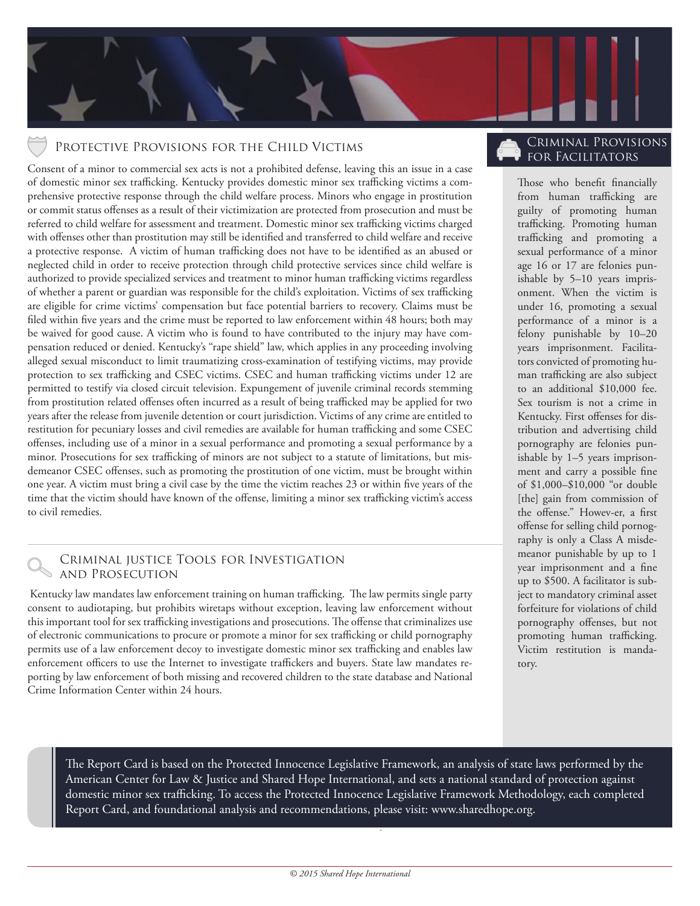## Protective Provisions for the Child Victims

Consent of a minor to commercial sex acts is not a prohibited defense, leaving this an issue in a case of domestic minor sex trafficking. Kentucky provides domestic minor sex trafficking victims a comprehensive protective response through the child welfare process. Minors who engage in prostitution or commit status offenses as a result of their victimization are protected from prosecution and must be referred to child welfare for assessment and treatment. Domestic minor sex trafficking victims charged with offenses other than prostitution may still be identified and transferred to child welfare and receive a protective response. A victim of human trafficking does not have to be identified as an abused or neglected child in order to receive protection through child protective services since child welfare is authorized to provide specialized services and treatment to minor human trafficking victims regardless of whether a parent or guardian was responsible for the child's exploitation. Victims of sex trafficking are eligible for crime victims' compensation but face potential barriers to recovery. Claims must be filed within five years and the crime must be reported to law enforcement within 48 hours; both may be waived for good cause. A victim who is found to have contributed to the injury may have compensation reduced or denied. Kentucky's "rape shield" law, which applies in any proceeding involving alleged sexual misconduct to limit traumatizing cross-examination of testifying victims, may provide protection to sex trafficking and CSEC victims. CSEC and human trafficking victims under 12 are permitted to testify via closed circuit television. Expungement of juvenile criminal records stemming from prostitution related offenses often incurred as a result of being trafficked may be applied for two years after the release from juvenile detention or court jurisdiction. Victims of any crime are entitled to restitution for pecuniary losses and civil remedies are available for human trafficking and some CSEC offenses, including use of a minor in a sexual performance and promoting a sexual performance by a minor. Prosecutions for sex trafficking of minors are not subject to a statute of limitations, but misdemeanor CSEC offenses, such as promoting the prostitution of one victim, must be brought within one year. A victim must bring a civil case by the time the victim reaches 23 or within five years of the time that the victim should have known of the offense, limiting a minor sex trafficking victim's access to civil remedies.

## Criminal Justice Tools for Investigation and Prosecution

Kentucky law mandates law enforcement training on human trafficking. The law permits single party consent to audiotaping, but prohibits wiretaps without exception, leaving law enforcement without this important tool for sex trafficking investigations and prosecutions. The offense that criminalizes use of electronic communications to procure or promote a minor for sex trafficking or child pornography permits use of a law enforcement decoy to investigate domestic minor sex trafficking and enables law enforcement officers to use the Internet to investigate traffickers and buyers. State law mandates reporting by law enforcement of both missing and recovered children to the state database and National Crime Information Center within 24 hours.

## Criminal Provisions for Facilitators

Those who benefit financially from human trafficking are guilty of promoting human trafficking. Promoting human trafficking and promoting a sexual performance of a minor age 16 or 17 are felonies punishable by 5–10 years imprisonment. When the victim is under 16, promoting a sexual performance of a minor is a felony punishable by 10–20 years imprisonment. Facilitators convicted of promoting human trafficking are also subject to an additional $10,000 fee. Sex tourism is not a crime in Kentucky. First offenses for distribution and advertising child pornography are felonies punishable by 1–5 years imprisonment and carry a possible fine of $1,000–$10,000 "or double [the] gain from commission of the offense." Howev-er, a first offense for selling child pornography is only a Class A misdemeanor punishable by up to 1 year imprisonment and a fine up to $500. A facilitator is subject to mandatory criminal asset forfeiture for violations of child pornography offenses, but not promoting human trafficking. Victim restitution is mandatory.

The Report Card is based on the Protected Innocence Legislative Framework, an analysis of state laws performed by the American Center for Law & Justice and Shared Hope International, and sets a national standard of protection against domestic minor sex trafficking. To access the Protected Innocence Legislative Framework Methodology, each completed Report Card, and foundational analysis and recommendations, please visit: www.sharedhope.org.

*© 2015 Shared Hope International*